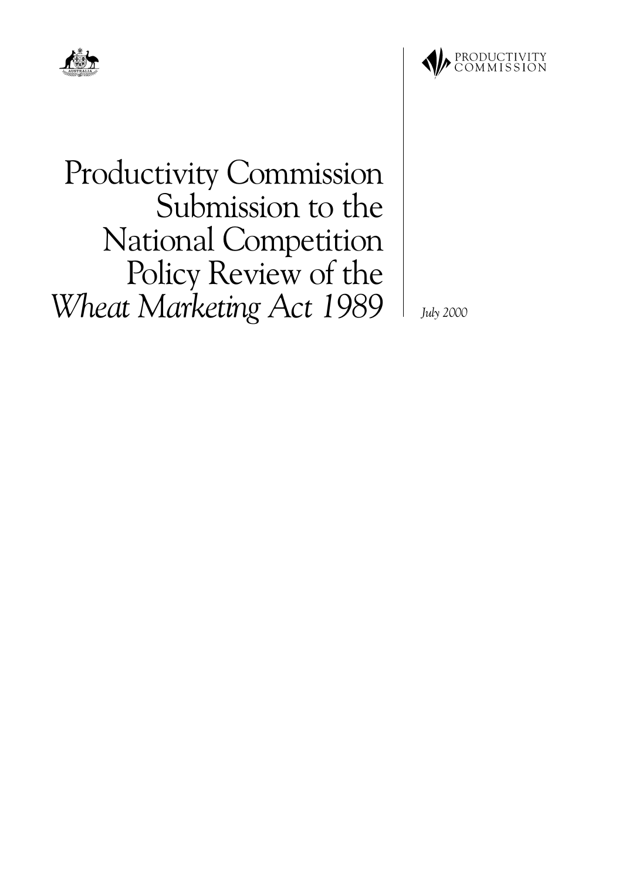PRODUCTIVITY COMMISSION

# Productivity Commission Submission to the National Competition Policy Review of the *Wheat Marketing Act 1989*

*July 2000*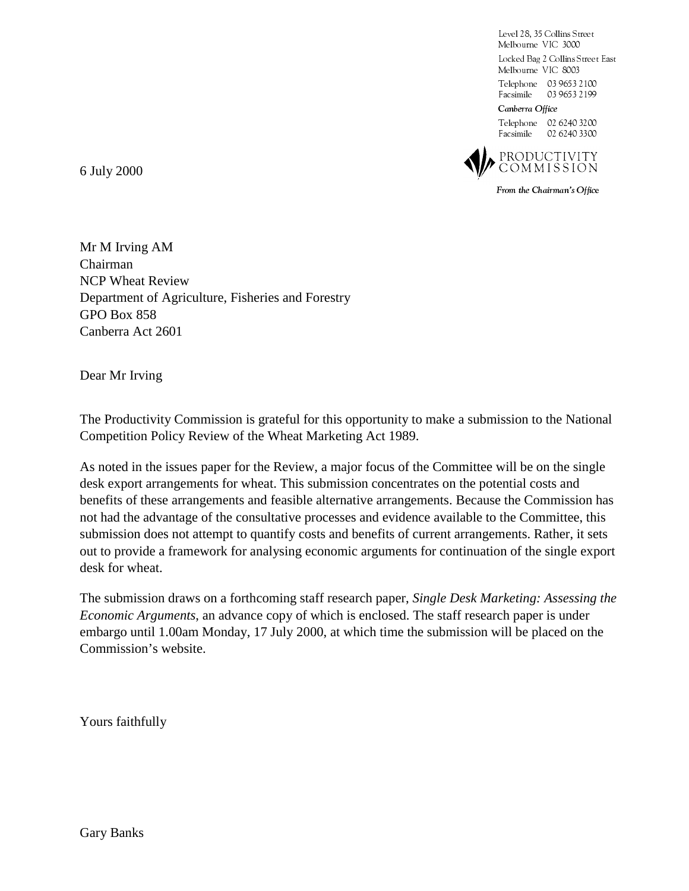Level 28, 35 Collins Street
Melbourne VIC 3000

Locked Bag 2 Collins Street East
Melbourne VIC 8003

Telephone 03 9653 2100
Facsimile 03 9653 2199

*Canberra Office*

Telephone 02 6240 3200
Facsimile 02 6240 3300

PRODUCTIVITY COMMISSION

*From the Chairman's Office*

6 July 2000

Mr M Irving AM
Chairman
NCP Wheat Review
Department of Agriculture, Fisheries and Forestry
GPO Box 858
Canberra Act 2601

Dear Mr Irving

The Productivity Commission is grateful for this opportunity to make a submission to the National Competition Policy Review of the Wheat Marketing Act 1989.

As noted in the issues paper for the Review, a major focus of the Committee will be on the single desk export arrangements for wheat. This submission concentrates on the potential costs and benefits of these arrangements and feasible alternative arrangements. Because the Commission has not had the advantage of the consultative processes and evidence available to the Committee, this submission does not attempt to quantify costs and benefits of current arrangements. Rather, it sets out to provide a framework for analysing economic arguments for continuation of the single export desk for wheat.

The submission draws on a forthcoming staff research paper, *Single Desk Marketing: Assessing the Economic Arguments*, an advance copy of which is enclosed. The staff research paper is under embargo until 1.00am Monday, 17 July 2000, at which time the submission will be placed on the Commission's website.

Yours faithfully

Gary Banks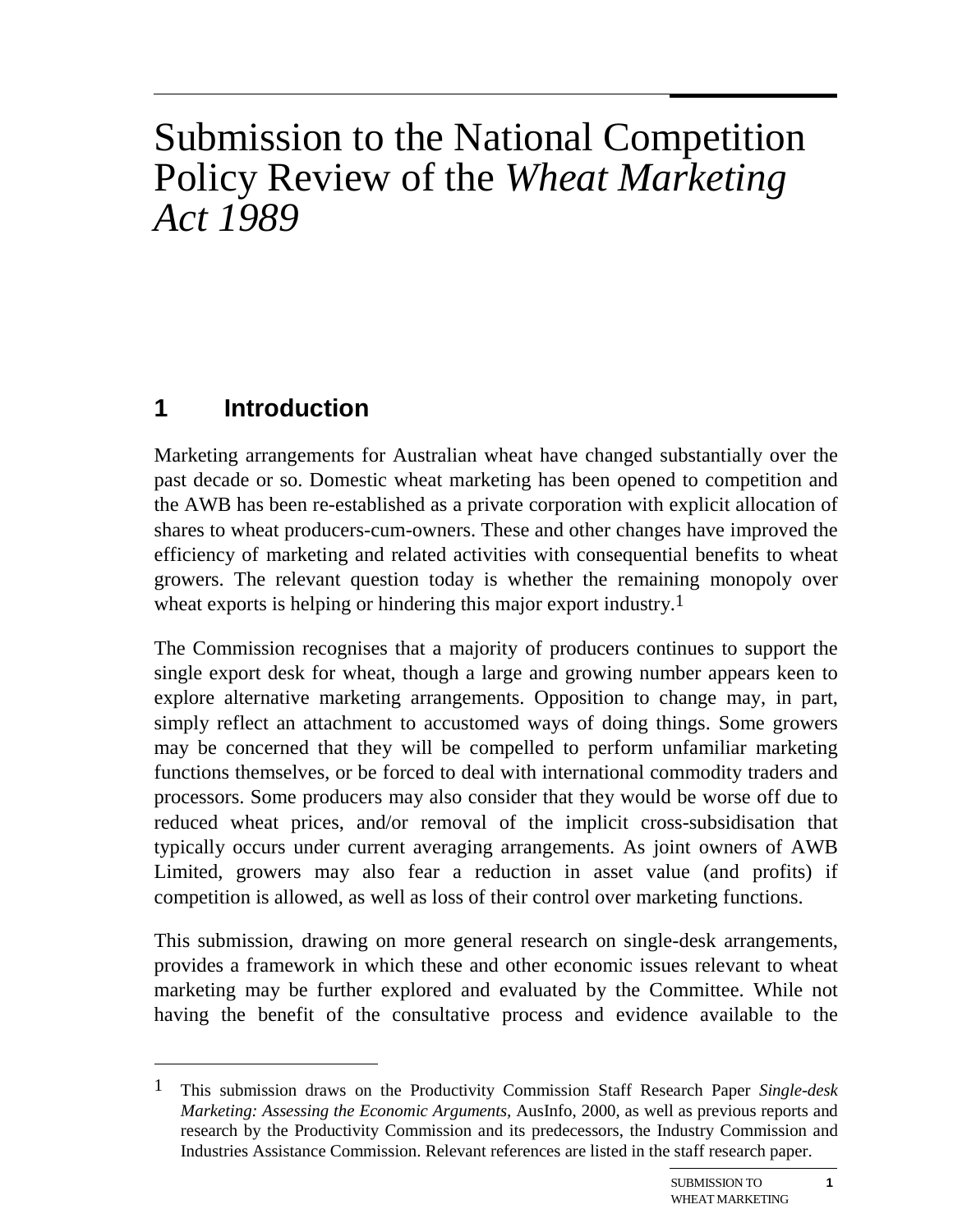# Submission to the National Competition Policy Review of the *Wheat Marketing Act 1989*

## 1 Introduction

Marketing arrangements for Australian wheat have changed substantially over the past decade or so. Domestic wheat marketing has been opened to competition and the AWB has been re-established as a private corporation with explicit allocation of shares to wheat producers-cum-owners. These and other changes have improved the efficiency of marketing and related activities with consequential benefits to wheat growers. The relevant question today is whether the remaining monopoly over wheat exports is helping or hindering this major export industry.[1]

The Commission recognises that a majority of producers continues to support the single export desk for wheat, though a large and growing number appears keen to explore alternative marketing arrangements. Opposition to change may, in part, simply reflect an attachment to accustomed ways of doing things. Some growers may be concerned that they will be compelled to perform unfamiliar marketing functions themselves, or be forced to deal with international commodity traders and processors. Some producers may also consider that they would be worse off due to reduced wheat prices, and/or removal of the implicit cross-subsidisation that typically occurs under current averaging arrangements. As joint owners of AWB Limited, growers may also fear a reduction in asset value (and profits) if competition is allowed, as well as loss of their control over marketing functions.

This submission, drawing on more general research on single-desk arrangements, provides a framework in which these and other economic issues relevant to wheat marketing may be further explored and evaluated by the Committee. While not having the benefit of the consultative process and evidence available to the

---

[1] This submission draws on the Productivity Commission Staff Research Paper *Single-desk Marketing: Assessing the Economic Arguments*, AusInfo, 2000, as well as previous reports and research by the Productivity Commission and its predecessors, the Industry Commission and Industries Assistance Commission. Relevant references are listed in the staff research paper.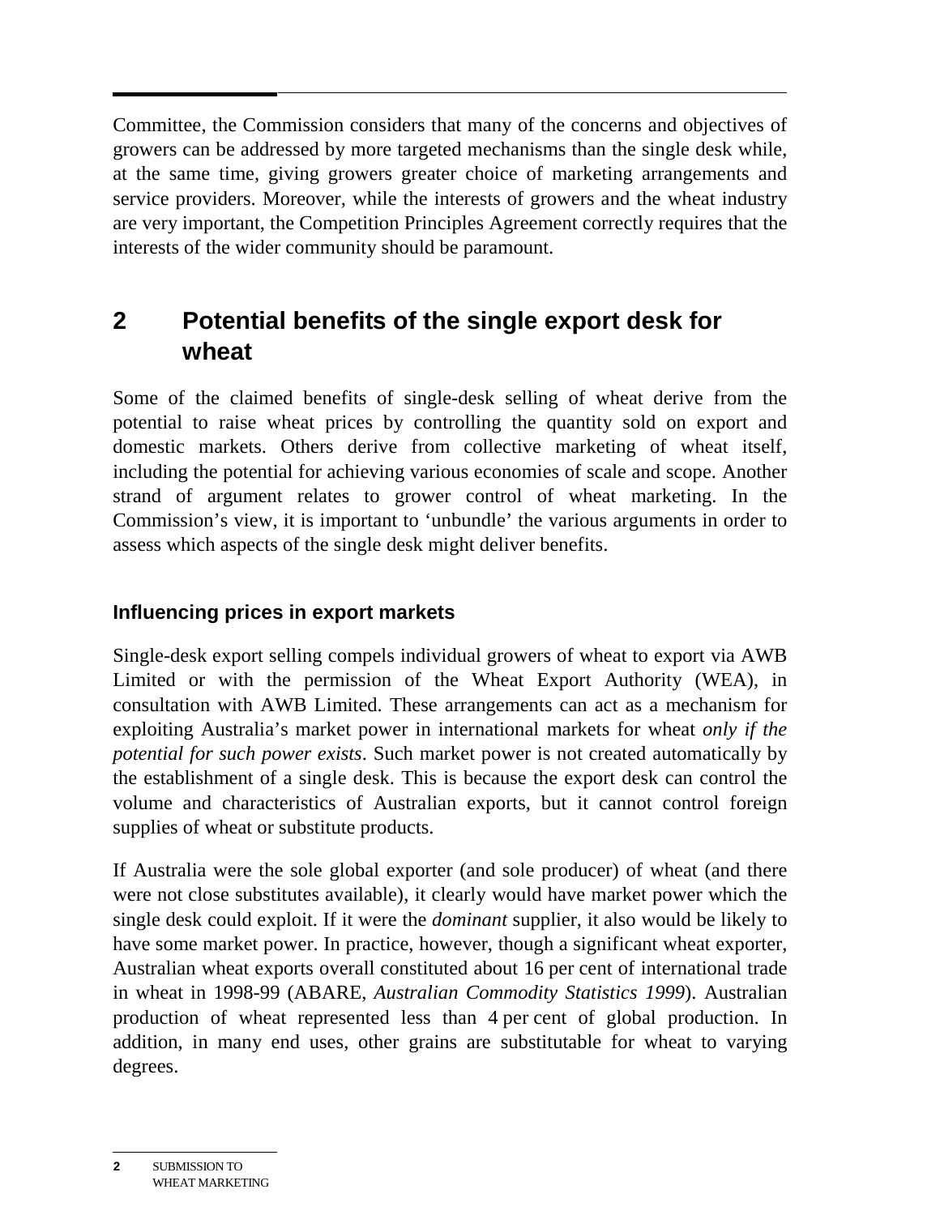Committee, the Commission considers that many of the concerns and objectives of growers can be addressed by more targeted mechanisms than the single desk while, at the same time, giving growers greater choice of marketing arrangements and service providers. Moreover, while the interests of growers and the wheat industry are very important, the Competition Principles Agreement correctly requires that the interests of the wider community should be paramount.

## 2 Potential benefits of the single export desk for wheat

Some of the claimed benefits of single-desk selling of wheat derive from the potential to raise wheat prices by controlling the quantity sold on export and domestic markets. Others derive from collective marketing of wheat itself, including the potential for achieving various economies of scale and scope. Another strand of argument relates to grower control of wheat marketing. In the Commission's view, it is important to 'unbundle' the various arguments in order to assess which aspects of the single desk might deliver benefits.

### Influencing prices in export markets

Single-desk export selling compels individual growers of wheat to export via AWB Limited or with the permission of the Wheat Export Authority (WEA), in consultation with AWB Limited. These arrangements can act as a mechanism for exploiting Australia's market power in international markets for wheat *only if the potential for such power exists*. Such market power is not created automatically by the establishment of a single desk. This is because the export desk can control the volume and characteristics of Australian exports, but it cannot control foreign supplies of wheat or substitute products.

If Australia were the sole global exporter (and sole producer) of wheat (and there were not close substitutes available), it clearly would have market power which the single desk could exploit. If it were the *dominant* supplier, it also would be likely to have some market power. In practice, however, though a significant wheat exporter, Australian wheat exports overall constituted about 16 per cent of international trade in wheat in 1998-99 (ABARE, *Australian Commodity Statistics 1999*). Australian production of wheat represented less than 4 per cent of global production. In addition, in many end uses, other grains are substitutable for wheat to varying degrees.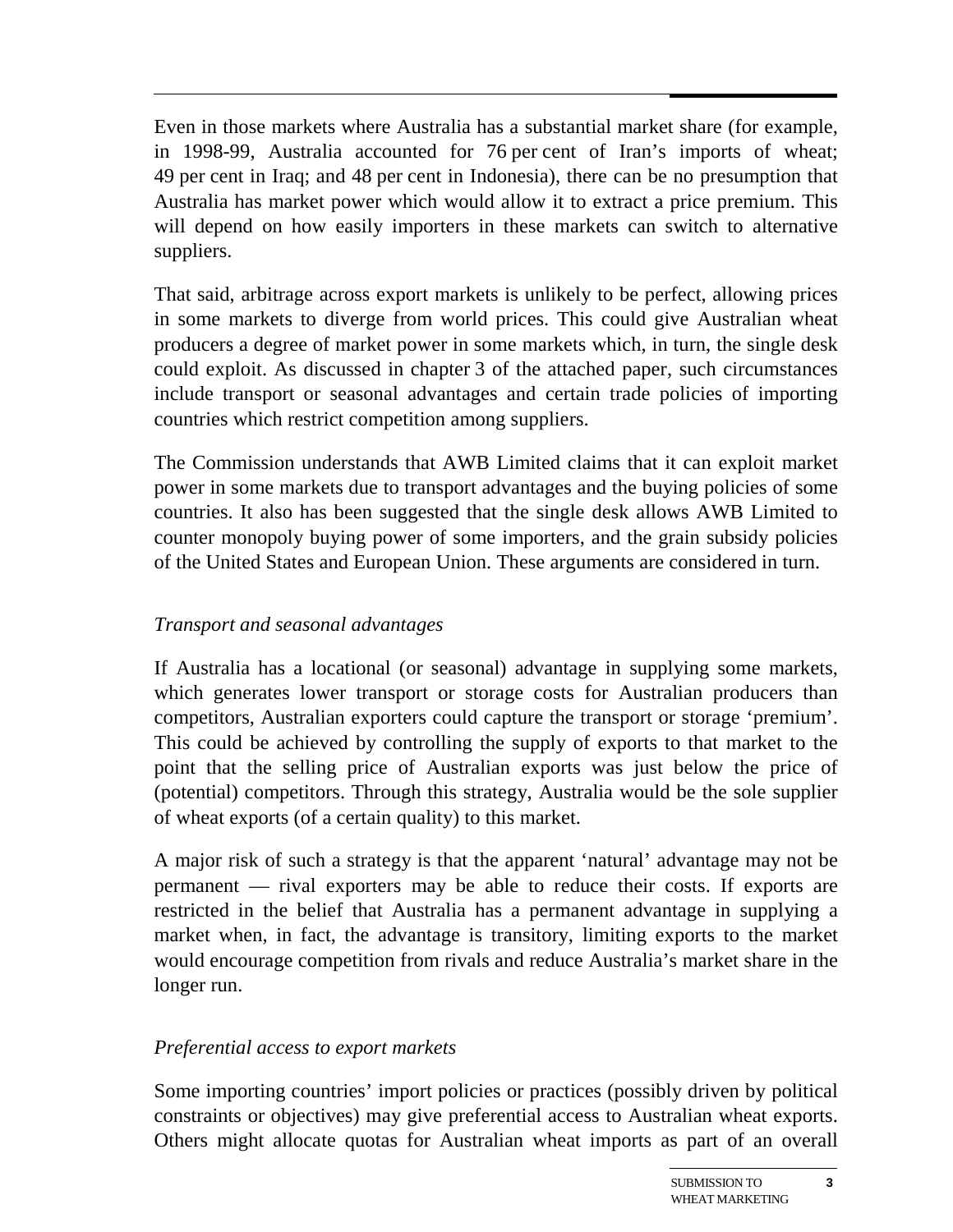Even in those markets where Australia has a substantial market share (for example, in 1998-99, Australia accounted for 76 per cent of Iran's imports of wheat; 49 per cent in Iraq; and 48 per cent in Indonesia), there can be no presumption that Australia has market power which would allow it to extract a price premium. This will depend on how easily importers in these markets can switch to alternative suppliers.

That said, arbitrage across export markets is unlikely to be perfect, allowing prices in some markets to diverge from world prices. This could give Australian wheat producers a degree of market power in some markets which, in turn, the single desk could exploit. As discussed in chapter 3 of the attached paper, such circumstances include transport or seasonal advantages and certain trade policies of importing countries which restrict competition among suppliers.

The Commission understands that AWB Limited claims that it can exploit market power in some markets due to transport advantages and the buying policies of some countries. It also has been suggested that the single desk allows AWB Limited to counter monopoly buying power of some importers, and the grain subsidy policies of the United States and European Union. These arguments are considered in turn.

### *Transport and seasonal advantages*

If Australia has a locational (or seasonal) advantage in supplying some markets, which generates lower transport or storage costs for Australian producers than competitors, Australian exporters could capture the transport or storage 'premium'. This could be achieved by controlling the supply of exports to that market to the point that the selling price of Australian exports was just below the price of (potential) competitors. Through this strategy, Australia would be the sole supplier of wheat exports (of a certain quality) to this market.

A major risk of such a strategy is that the apparent 'natural' advantage may not be permanent — rival exporters may be able to reduce their costs. If exports are restricted in the belief that Australia has a permanent advantage in supplying a market when, in fact, the advantage is transitory, limiting exports to the market would encourage competition from rivals and reduce Australia's market share in the longer run.

### *Preferential access to export markets*

Some importing countries' import policies or practices (possibly driven by political constraints or objectives) may give preferential access to Australian wheat exports. Others might allocate quotas for Australian wheat imports as part of an overall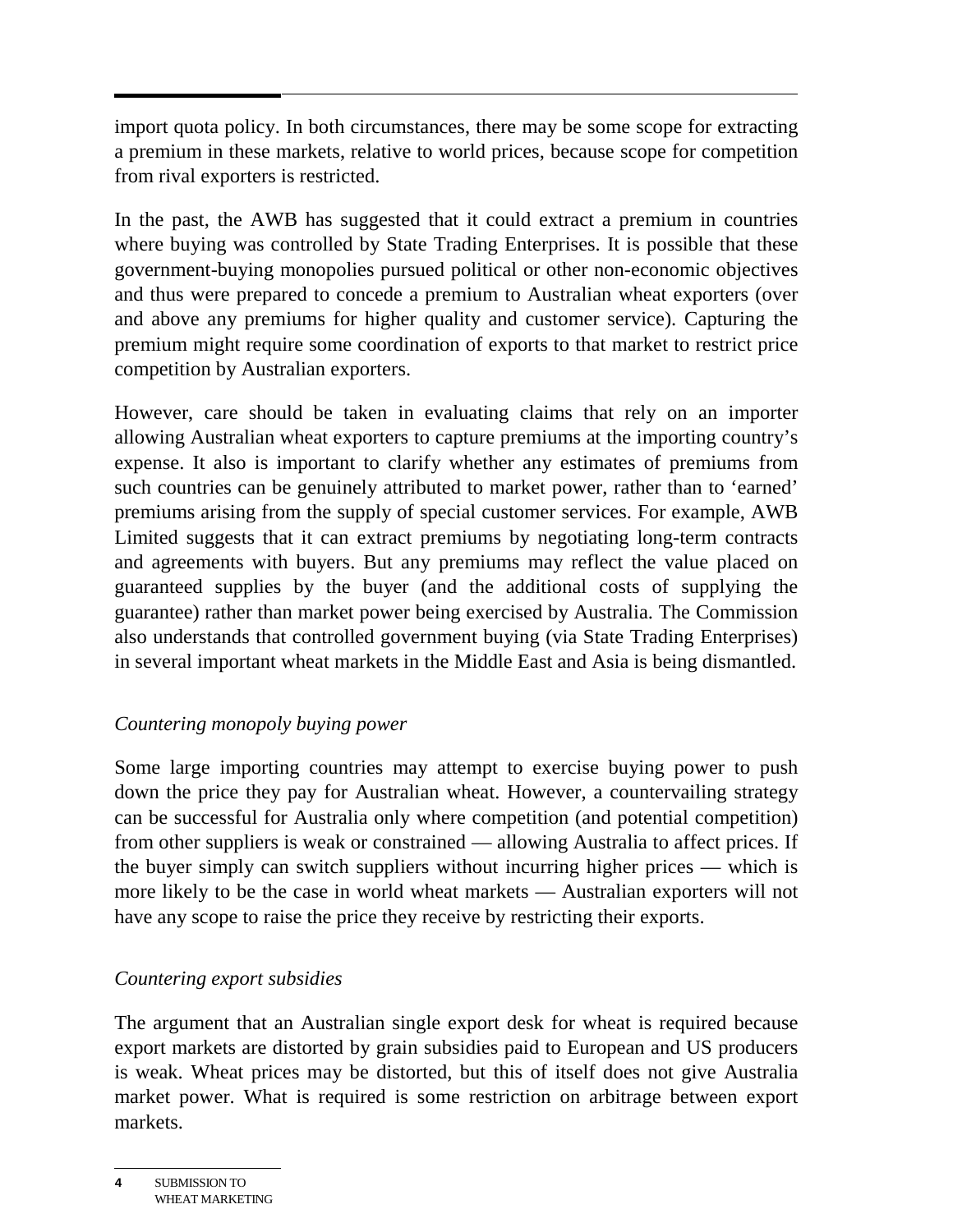import quota policy. In both circumstances, there may be some scope for extracting a premium in these markets, relative to world prices, because scope for competition from rival exporters is restricted.

In the past, the AWB has suggested that it could extract a premium in countries where buying was controlled by State Trading Enterprises. It is possible that these government-buying monopolies pursued political or other non-economic objectives and thus were prepared to concede a premium to Australian wheat exporters (over and above any premiums for higher quality and customer service). Capturing the premium might require some coordination of exports to that market to restrict price competition by Australian exporters.

However, care should be taken in evaluating claims that rely on an importer allowing Australian wheat exporters to capture premiums at the importing country's expense. It also is important to clarify whether any estimates of premiums from such countries can be genuinely attributed to market power, rather than to 'earned' premiums arising from the supply of special customer services. For example, AWB Limited suggests that it can extract premiums by negotiating long-term contracts and agreements with buyers. But any premiums may reflect the value placed on guaranteed supplies by the buyer (and the additional costs of supplying the guarantee) rather than market power being exercised by Australia. The Commission also understands that controlled government buying (via State Trading Enterprises) in several important wheat markets in the Middle East and Asia is being dismantled.

*Countering monopoly buying power*

Some large importing countries may attempt to exercise buying power to push down the price they pay for Australian wheat. However, a countervailing strategy can be successful for Australia only where competition (and potential competition) from other suppliers is weak or constrained — allowing Australia to affect prices. If the buyer simply can switch suppliers without incurring higher prices — which is more likely to be the case in world wheat markets — Australian exporters will not have any scope to raise the price they receive by restricting their exports.

*Countering export subsidies*

The argument that an Australian single export desk for wheat is required because export markets are distorted by grain subsidies paid to European and US producers is weak. Wheat prices may be distorted, but this of itself does not give Australia market power. What is required is some restriction on arbitrage between export markets.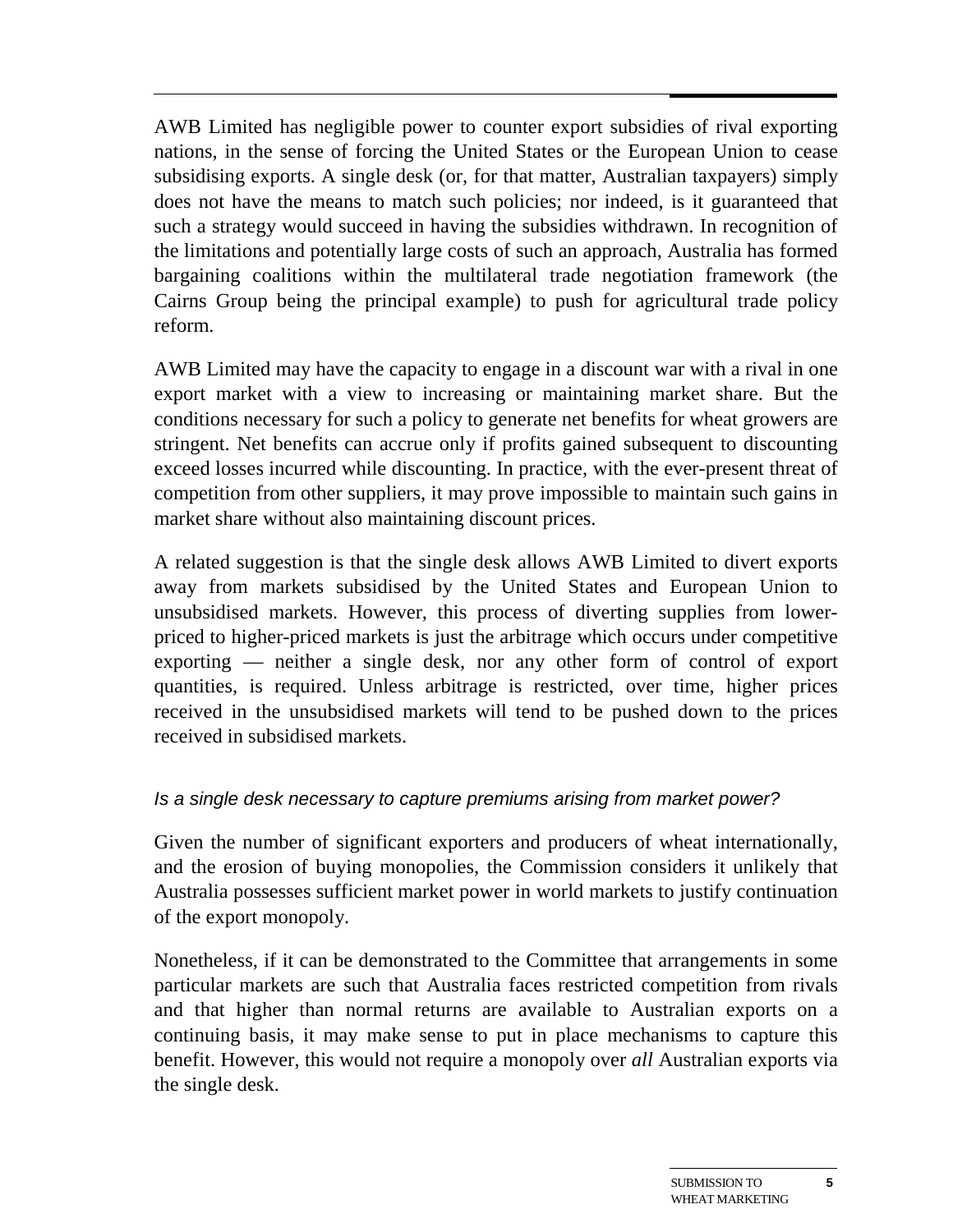AWB Limited has negligible power to counter export subsidies of rival exporting nations, in the sense of forcing the United States or the European Union to cease subsidising exports. A single desk (or, for that matter, Australian taxpayers) simply does not have the means to match such policies; nor indeed, is it guaranteed that such a strategy would succeed in having the subsidies withdrawn. In recognition of the limitations and potentially large costs of such an approach, Australia has formed bargaining coalitions within the multilateral trade negotiation framework (the Cairns Group being the principal example) to push for agricultural trade policy reform.

AWB Limited may have the capacity to engage in a discount war with a rival in one export market with a view to increasing or maintaining market share. But the conditions necessary for such a policy to generate net benefits for wheat growers are stringent. Net benefits can accrue only if profits gained subsequent to discounting exceed losses incurred while discounting. In practice, with the ever-present threat of competition from other suppliers, it may prove impossible to maintain such gains in market share without also maintaining discount prices.

A related suggestion is that the single desk allows AWB Limited to divert exports away from markets subsidised by the United States and European Union to unsubsidised markets. However, this process of diverting supplies from lower-priced to higher-priced markets is just the arbitrage which occurs under competitive exporting — neither a single desk, nor any other form of control of export quantities, is required. Unless arbitrage is restricted, over time, higher prices received in the unsubsidised markets will tend to be pushed down to the prices received in subsidised markets.

*Is a single desk necessary to capture premiums arising from market power?*

Given the number of significant exporters and producers of wheat internationally, and the erosion of buying monopolies, the Commission considers it unlikely that Australia possesses sufficient market power in world markets to justify continuation of the export monopoly.

Nonetheless, if it can be demonstrated to the Committee that arrangements in some particular markets are such that Australia faces restricted competition from rivals and that higher than normal returns are available to Australian exports on a continuing basis, it may make sense to put in place mechanisms to capture this benefit. However, this would not require a monopoly over *all* Australian exports via the single desk.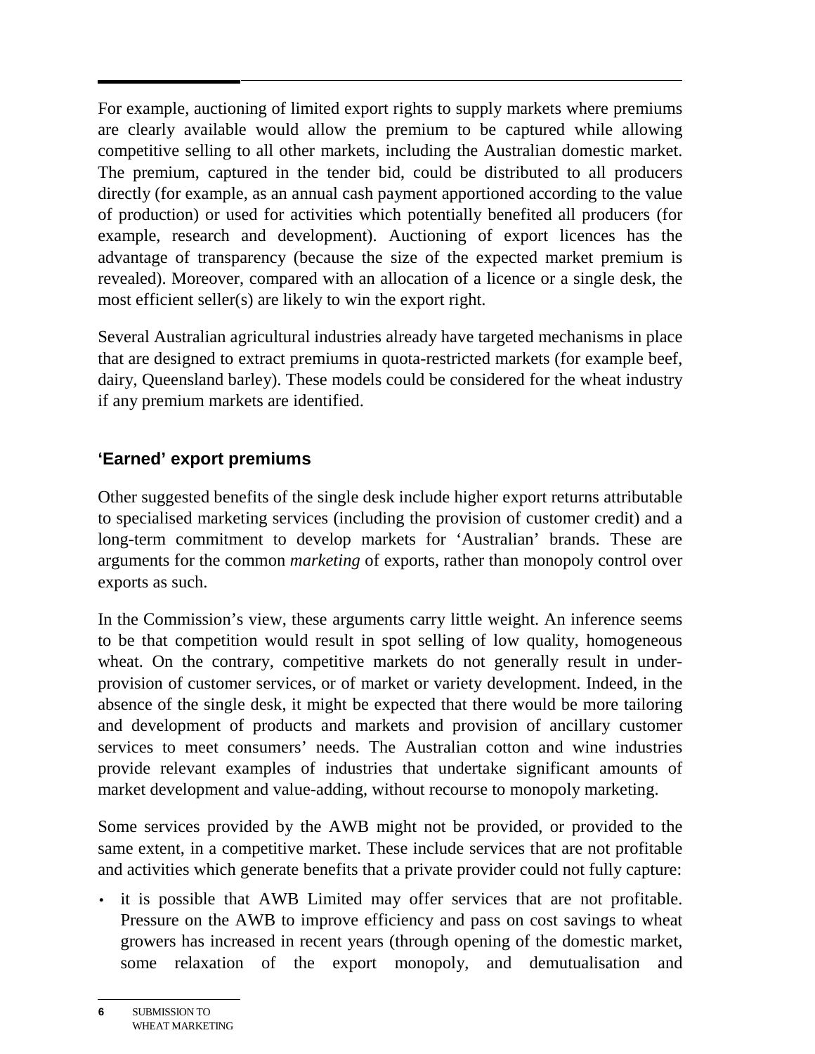For example, auctioning of limited export rights to supply markets where premiums are clearly available would allow the premium to be captured while allowing competitive selling to all other markets, including the Australian domestic market. The premium, captured in the tender bid, could be distributed to all producers directly (for example, as an annual cash payment apportioned according to the value of production) or used for activities which potentially benefited all producers (for example, research and development). Auctioning of export licences has the advantage of transparency (because the size of the expected market premium is revealed). Moreover, compared with an allocation of a licence or a single desk, the most efficient seller(s) are likely to win the export right.

Several Australian agricultural industries already have targeted mechanisms in place that are designed to extract premiums in quota-restricted markets (for example beef, dairy, Queensland barley). These models could be considered for the wheat industry if any premium markets are identified.

### 'Earned' export premiums

Other suggested benefits of the single desk include higher export returns attributable to specialised marketing services (including the provision of customer credit) and a long-term commitment to develop markets for 'Australian' brands. These are arguments for the common *marketing* of exports, rather than monopoly control over exports as such.

In the Commission's view, these arguments carry little weight. An inference seems to be that competition would result in spot selling of low quality, homogeneous wheat. On the contrary, competitive markets do not generally result in under-provision of customer services, or of market or variety development. Indeed, in the absence of the single desk, it might be expected that there would be more tailoring and development of products and markets and provision of ancillary customer services to meet consumers' needs. The Australian cotton and wine industries provide relevant examples of industries that undertake significant amounts of market development and value-adding, without recourse to monopoly marketing.

Some services provided by the AWB might not be provided, or provided to the same extent, in a competitive market. These include services that are not profitable and activities which generate benefits that a private provider could not fully capture:

- it is possible that AWB Limited may offer services that are not profitable. Pressure on the AWB to improve efficiency and pass on cost savings to wheat growers has increased in recent years (through opening of the domestic market, some relaxation of the export monopoly, and demutualisation and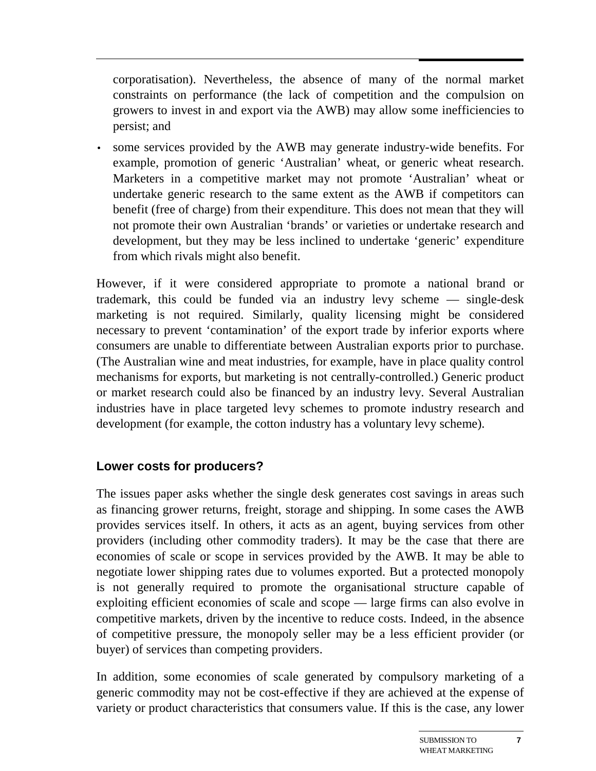corporatisation). Nevertheless, the absence of many of the normal market constraints on performance (the lack of competition and the compulsion on growers to invest in and export via the AWB) may allow some inefficiencies to persist; and

- some services provided by the AWB may generate industry-wide benefits. For example, promotion of generic 'Australian' wheat, or generic wheat research. Marketers in a competitive market may not promote 'Australian' wheat or undertake generic research to the same extent as the AWB if competitors can benefit (free of charge) from their expenditure. This does not mean that they will not promote their own Australian 'brands' or varieties or undertake research and development, but they may be less inclined to undertake 'generic' expenditure from which rivals might also benefit.

However, if it were considered appropriate to promote a national brand or trademark, this could be funded via an industry levy scheme — single-desk marketing is not required. Similarly, quality licensing might be considered necessary to prevent 'contamination' of the export trade by inferior exports where consumers are unable to differentiate between Australian exports prior to purchase. (The Australian wine and meat industries, for example, have in place quality control mechanisms for exports, but marketing is not centrally-controlled.) Generic product or market research could also be financed by an industry levy. Several Australian industries have in place targeted levy schemes to promote industry research and development (for example, the cotton industry has a voluntary levy scheme).

### Lower costs for producers?

The issues paper asks whether the single desk generates cost savings in areas such as financing grower returns, freight, storage and shipping. In some cases the AWB provides services itself. In others, it acts as an agent, buying services from other providers (including other commodity traders). It may be the case that there are economies of scale or scope in services provided by the AWB. It may be able to negotiate lower shipping rates due to volumes exported. But a protected monopoly is not generally required to promote the organisational structure capable of exploiting efficient economies of scale and scope — large firms can also evolve in competitive markets, driven by the incentive to reduce costs. Indeed, in the absence of competitive pressure, the monopoly seller may be a less efficient provider (or buyer) of services than competing providers.

In addition, some economies of scale generated by compulsory marketing of a generic commodity may not be cost-effective if they are achieved at the expense of variety or product characteristics that consumers value. If this is the case, any lower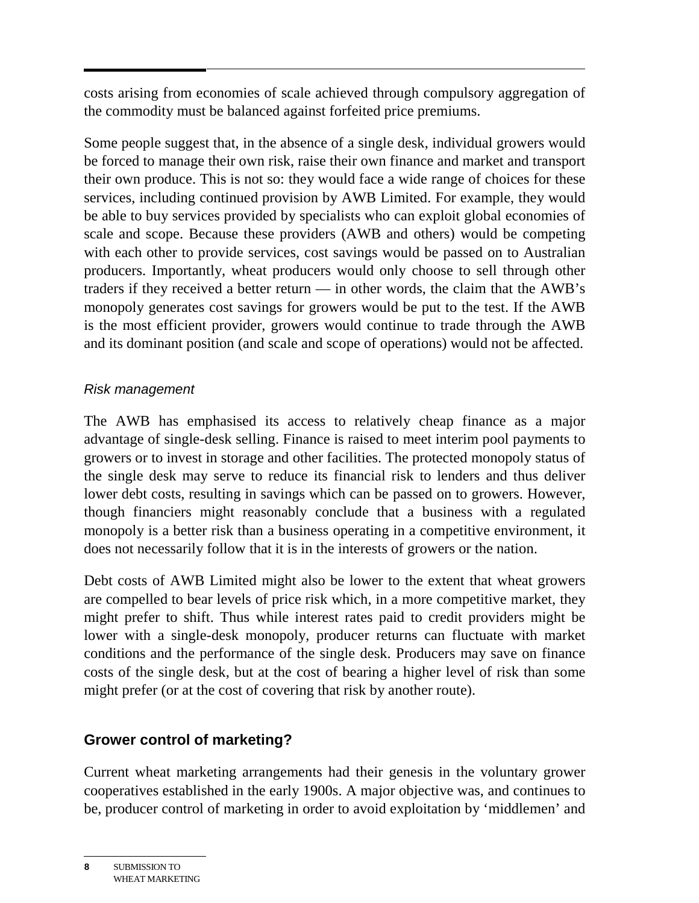costs arising from economies of scale achieved through compulsory aggregation of the commodity must be balanced against forfeited price premiums.

Some people suggest that, in the absence of a single desk, individual growers would be forced to manage their own risk, raise their own finance and market and transport their own produce. This is not so: they would face a wide range of choices for these services, including continued provision by AWB Limited. For example, they would be able to buy services provided by specialists who can exploit global economies of scale and scope. Because these providers (AWB and others) would be competing with each other to provide services, cost savings would be passed on to Australian producers. Importantly, wheat producers would only choose to sell through other traders if they received a better return — in other words, the claim that the AWB's monopoly generates cost savings for growers would be put to the test. If the AWB is the most efficient provider, growers would continue to trade through the AWB and its dominant position (and scale and scope of operations) would not be affected.

#### *Risk management*

The AWB has emphasised its access to relatively cheap finance as a major advantage of single-desk selling. Finance is raised to meet interim pool payments to growers or to invest in storage and other facilities. The protected monopoly status of the single desk may serve to reduce its financial risk to lenders and thus deliver lower debt costs, resulting in savings which can be passed on to growers. However, though financiers might reasonably conclude that a business with a regulated monopoly is a better risk than a business operating in a competitive environment, it does not necessarily follow that it is in the interests of growers or the nation.

Debt costs of AWB Limited might also be lower to the extent that wheat growers are compelled to bear levels of price risk which, in a more competitive market, they might prefer to shift. Thus while interest rates paid to credit providers might be lower with a single-desk monopoly, producer returns can fluctuate with market conditions and the performance of the single desk. Producers may save on finance costs of the single desk, but at the cost of bearing a higher level of risk than some might prefer (or at the cost of covering that risk by another route).

### Grower control of marketing?

Current wheat marketing arrangements had their genesis in the voluntary grower cooperatives established in the early 1900s. A major objective was, and continues to be, producer control of marketing in order to avoid exploitation by 'middlemen' and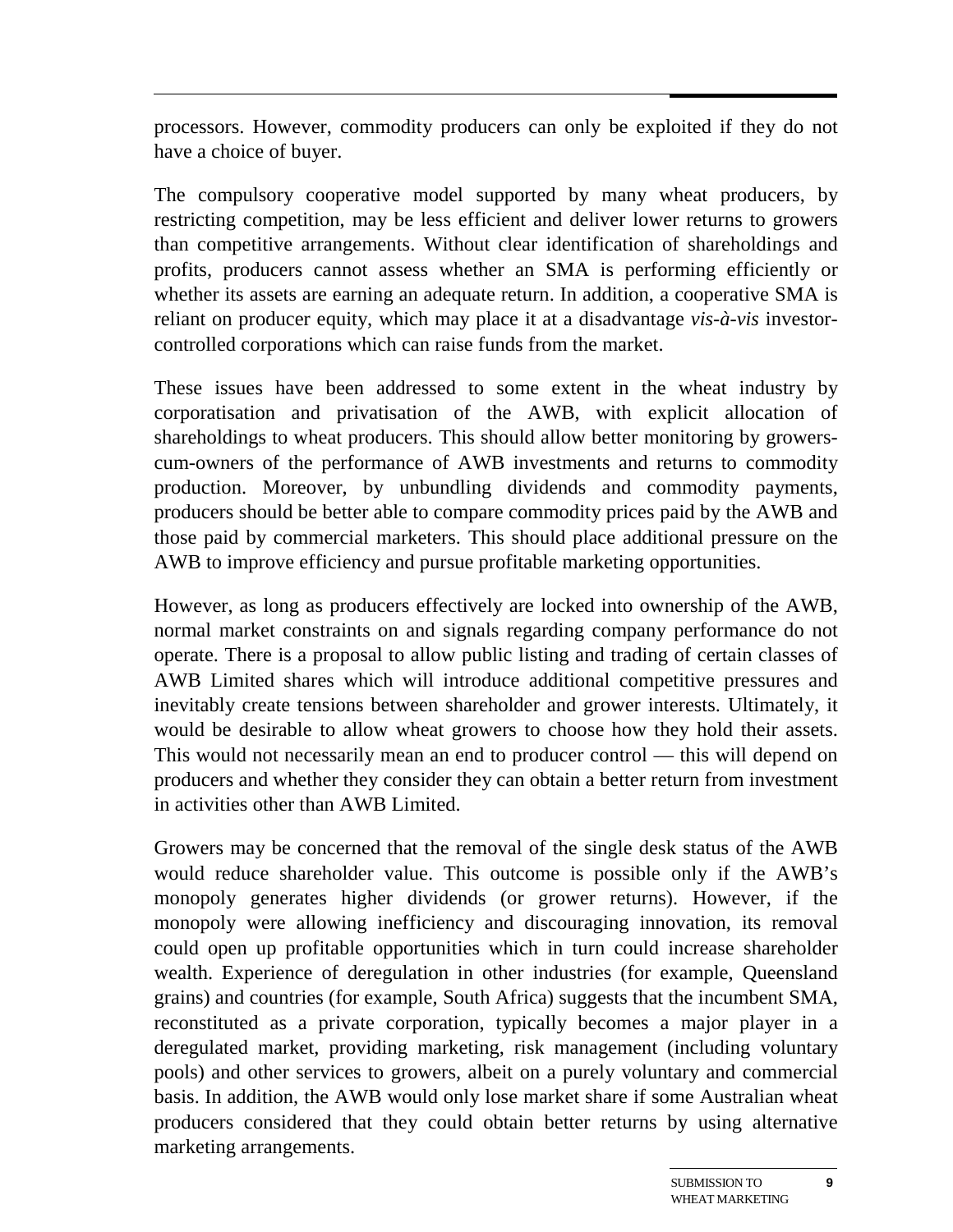processors. However, commodity producers can only be exploited if they do not have a choice of buyer.

The compulsory cooperative model supported by many wheat producers, by restricting competition, may be less efficient and deliver lower returns to growers than competitive arrangements. Without clear identification of shareholdings and profits, producers cannot assess whether an SMA is performing efficiently or whether its assets are earning an adequate return. In addition, a cooperative SMA is reliant on producer equity, which may place it at a disadvantage *vis-à-vis* investor-controlled corporations which can raise funds from the market.

These issues have been addressed to some extent in the wheat industry by corporatisation and privatisation of the AWB, with explicit allocation of shareholdings to wheat producers. This should allow better monitoring by growers-cum-owners of the performance of AWB investments and returns to commodity production. Moreover, by unbundling dividends and commodity payments, producers should be better able to compare commodity prices paid by the AWB and those paid by commercial marketers. This should place additional pressure on the AWB to improve efficiency and pursue profitable marketing opportunities.

However, as long as producers effectively are locked into ownership of the AWB, normal market constraints on and signals regarding company performance do not operate. There is a proposal to allow public listing and trading of certain classes of AWB Limited shares which will introduce additional competitive pressures and inevitably create tensions between shareholder and grower interests. Ultimately, it would be desirable to allow wheat growers to choose how they hold their assets. This would not necessarily mean an end to producer control — this will depend on producers and whether they consider they can obtain a better return from investment in activities other than AWB Limited.

Growers may be concerned that the removal of the single desk status of the AWB would reduce shareholder value. This outcome is possible only if the AWB's monopoly generates higher dividends (or grower returns). However, if the monopoly were allowing inefficiency and discouraging innovation, its removal could open up profitable opportunities which in turn could increase shareholder wealth. Experience of deregulation in other industries (for example, Queensland grains) and countries (for example, South Africa) suggests that the incumbent SMA, reconstituted as a private corporation, typically becomes a major player in a deregulated market, providing marketing, risk management (including voluntary pools) and other services to growers, albeit on a purely voluntary and commercial basis. In addition, the AWB would only lose market share if some Australian wheat producers considered that they could obtain better returns by using alternative marketing arrangements.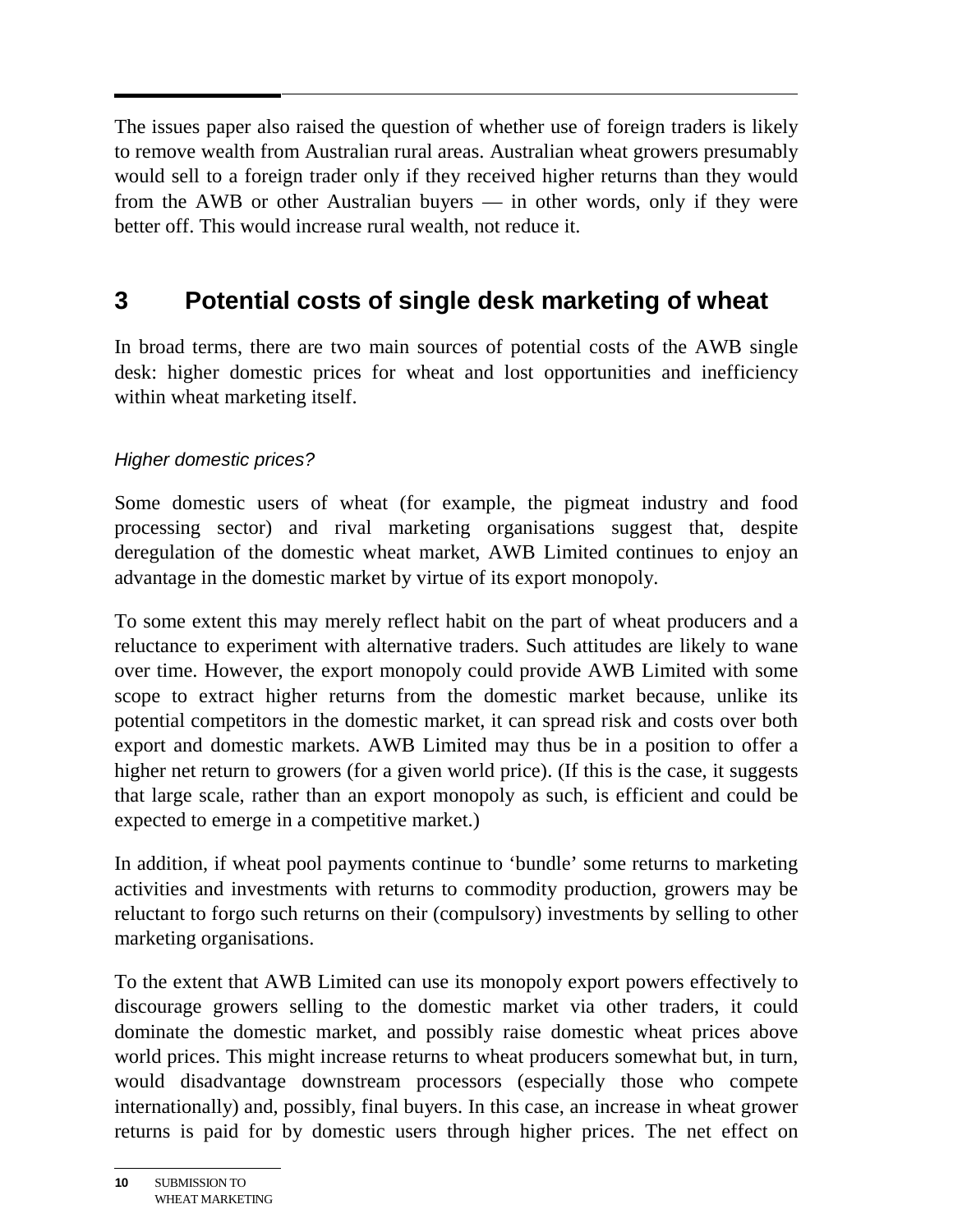The issues paper also raised the question of whether use of foreign traders is likely to remove wealth from Australian rural areas. Australian wheat growers presumably would sell to a foreign trader only if they received higher returns than they would from the AWB or other Australian buyers — in other words, only if they were better off. This would increase rural wealth, not reduce it.

# 3 Potential costs of single desk marketing of wheat

In broad terms, there are two main sources of potential costs of the AWB single desk: higher domestic prices for wheat and lost opportunities and inefficiency within wheat marketing itself.

### *Higher domestic prices?*

Some domestic users of wheat (for example, the pigmeat industry and food processing sector) and rival marketing organisations suggest that, despite deregulation of the domestic wheat market, AWB Limited continues to enjoy an advantage in the domestic market by virtue of its export monopoly.

To some extent this may merely reflect habit on the part of wheat producers and a reluctance to experiment with alternative traders. Such attitudes are likely to wane over time. However, the export monopoly could provide AWB Limited with some scope to extract higher returns from the domestic market because, unlike its potential competitors in the domestic market, it can spread risk and costs over both export and domestic markets. AWB Limited may thus be in a position to offer a higher net return to growers (for a given world price). (If this is the case, it suggests that large scale, rather than an export monopoly as such, is efficient and could be expected to emerge in a competitive market.)

In addition, if wheat pool payments continue to 'bundle' some returns to marketing activities and investments with returns to commodity production, growers may be reluctant to forgo such returns on their (compulsory) investments by selling to other marketing organisations.

To the extent that AWB Limited can use its monopoly export powers effectively to discourage growers selling to the domestic market via other traders, it could dominate the domestic market, and possibly raise domestic wheat prices above world prices. This might increase returns to wheat producers somewhat but, in turn, would disadvantage downstream processors (especially those who compete internationally) and, possibly, final buyers. In this case, an increase in wheat grower returns is paid for by domestic users through higher prices. The net effect on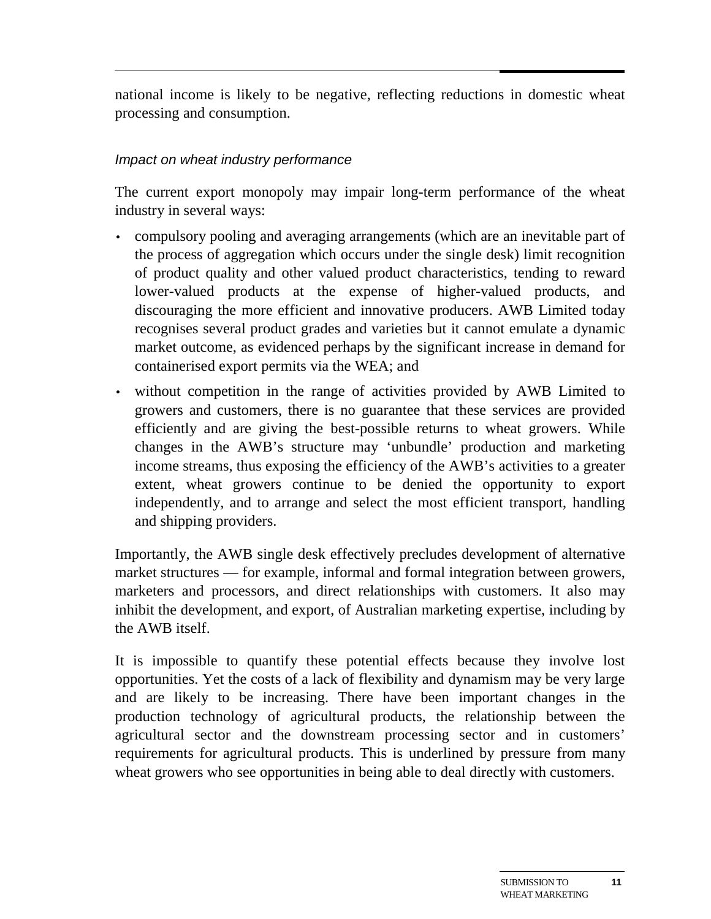national income is likely to be negative, reflecting reductions in domestic wheat processing and consumption.

### *Impact on wheat industry performance*

The current export monopoly may impair long-term performance of the wheat industry in several ways:

- compulsory pooling and averaging arrangements (which are an inevitable part of the process of aggregation which occurs under the single desk) limit recognition of product quality and other valued product characteristics, tending to reward lower-valued products at the expense of higher-valued products, and discouraging the more efficient and innovative producers. AWB Limited today recognises several product grades and varieties but it cannot emulate a dynamic market outcome, as evidenced perhaps by the significant increase in demand for containerised export permits via the WEA; and
- without competition in the range of activities provided by AWB Limited to growers and customers, there is no guarantee that these services are provided efficiently and are giving the best-possible returns to wheat growers. While changes in the AWB's structure may 'unbundle' production and marketing income streams, thus exposing the efficiency of the AWB's activities to a greater extent, wheat growers continue to be denied the opportunity to export independently, and to arrange and select the most efficient transport, handling and shipping providers.

Importantly, the AWB single desk effectively precludes development of alternative market structures — for example, informal and formal integration between growers, marketers and processors, and direct relationships with customers. It also may inhibit the development, and export, of Australian marketing expertise, including by the AWB itself.

It is impossible to quantify these potential effects because they involve lost opportunities. Yet the costs of a lack of flexibility and dynamism may be very large and are likely to be increasing. There have been important changes in the production technology of agricultural products, the relationship between the agricultural sector and the downstream processing sector and in customers' requirements for agricultural products. This is underlined by pressure from many wheat growers who see opportunities in being able to deal directly with customers.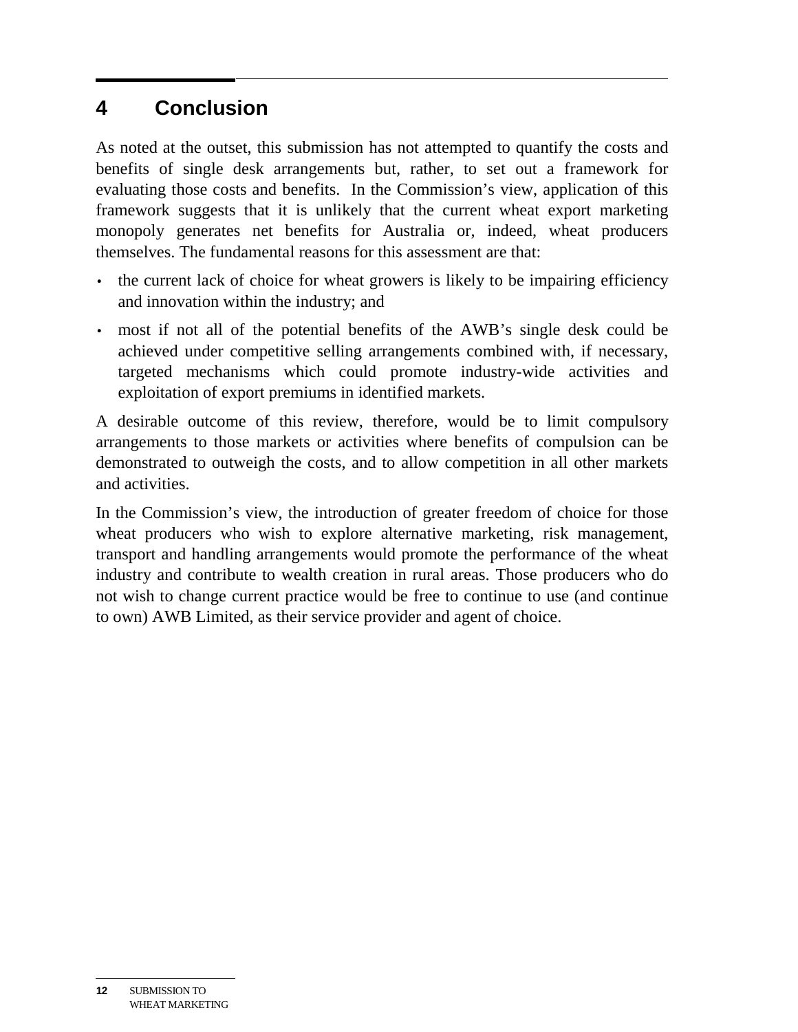# 4 Conclusion

As noted at the outset, this submission has not attempted to quantify the costs and benefits of single desk arrangements but, rather, to set out a framework for evaluating those costs and benefits. In the Commission's view, application of this framework suggests that it is unlikely that the current wheat export marketing monopoly generates net benefits for Australia or, indeed, wheat producers themselves. The fundamental reasons for this assessment are that:

- the current lack of choice for wheat growers is likely to be impairing efficiency and innovation within the industry; and
- most if not all of the potential benefits of the AWB's single desk could be achieved under competitive selling arrangements combined with, if necessary, targeted mechanisms which could promote industry-wide activities and exploitation of export premiums in identified markets.

A desirable outcome of this review, therefore, would be to limit compulsory arrangements to those markets or activities where benefits of compulsion can be demonstrated to outweigh the costs, and to allow competition in all other markets and activities.

In the Commission's view, the introduction of greater freedom of choice for those wheat producers who wish to explore alternative marketing, risk management, transport and handling arrangements would promote the performance of the wheat industry and contribute to wealth creation in rural areas. Those producers who do not wish to change current practice would be free to continue to use (and continue to own) AWB Limited, as their service provider and agent of choice.